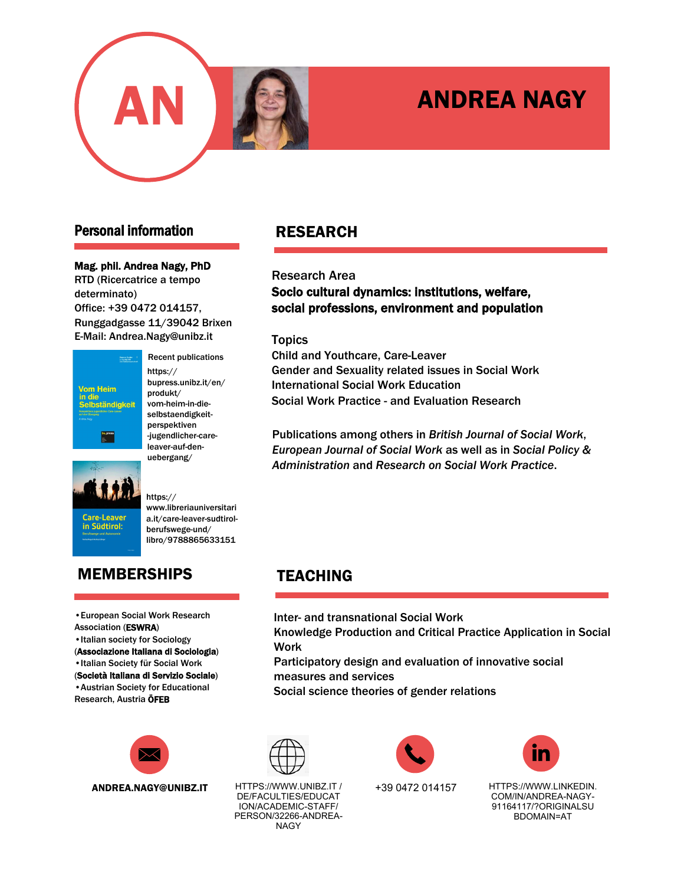# ANDREA NAGY

AN

## Personal information

**Mag. phil. Andrea Nagy, PhD**
RTD (Ricercatrice a tempo determinato)
Office: +39 0472 014157,
Runggadgasse 11/39042 Brixen
E-Mail: Andrea.Nagy@unibz.it

Recent publications

https://bupress.unibz.it/en/produkt/vom-heim-in-die-selbstaendigkeit-perspektiven-jugendlicher-care-leaver-auf-den-uebergang/

https://www.libreriauniversitaria.it/care-leaver-sudtirol-berufswege-und/libro/9788865633151

## RESEARCH

Research Area
**Socio cultural dynamics: institutions, welfare, social professions, environment and population**

Topics
Child and Youthcare, Care-Leaver
Gender and Sexuality related issues in Social Work
International Social Work Education
Social Work Practice - and Evaluation Research

Publications among others in *British Journal of Social Work*, *European Journal of Social Work* as well as in *Social Policy & Administration* and *Research on Social Work Practice*.

## MEMBERSHIPS

- European Social Work Research Association (**ESWRA**)
- Italian society for Sociology (**Associazione Italiana di Sociologia**)
- Italian Society für Social Work (**Società Italiana di Servizio Sociale**)
- Austrian Society for Educational Research, Austria **ÖFEB**

## TEACHING

Inter- and transnational Social Work
Knowledge Production and Critical Practice Application in Social Work
Participatory design and evaluation of innovative social measures and services
Social science theories of gender relations

**ANDREA.NAGY@UNIBZ.IT**

HTTPS://WWW.UNIBZ.IT/DE/FACULTIES/EDUCATION/ACADEMIC-STAFF/PERSON/32266-ANDREA-NAGY

+39 0472 014157

HTTPS://WWW.LINKEDIN.COM/IN/ANDREA-NAGY-91164117/?ORIGINALSUBDOMAIN=AT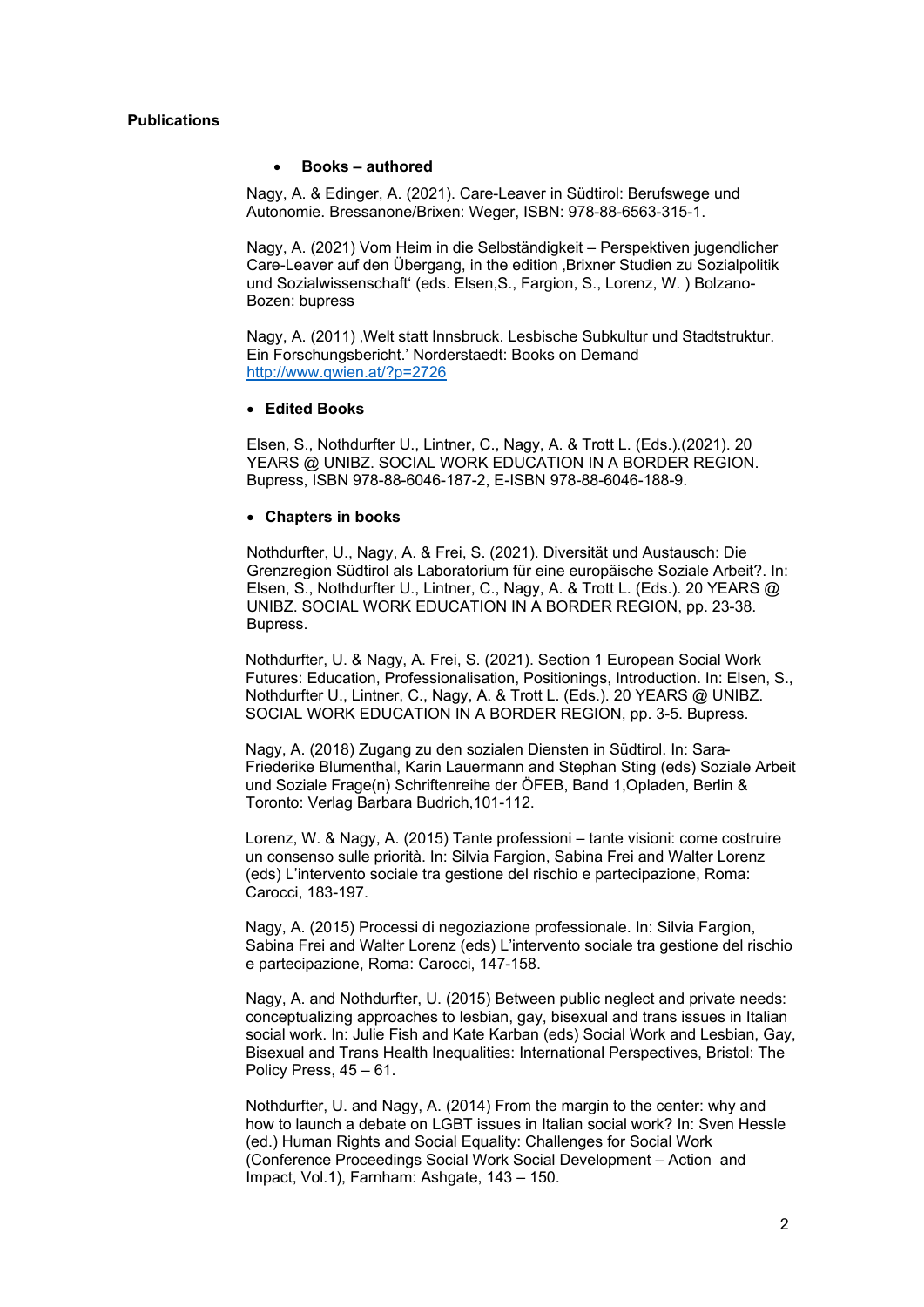**Publications**

- **Books – authored**

Nagy, A. & Edinger, A. (2021). Care-Leaver in Südtirol: Berufswege und Autonomie. Bressanone/Brixen: Weger, ISBN: 978-88-6563-315-1.

Nagy, A. (2021) Vom Heim in die Selbständigkeit – Perspektiven jugendlicher Care-Leaver auf den Übergang, in the edition ‚Brixner Studien zu Sozialpolitik und Sozialwissenschaft' (eds. Elsen,S., Fargion, S., Lorenz, W. ) Bolzano-Bozen: bupress

Nagy, A. (2011) ‚Welt statt Innsbruck. Lesbische Subkultur und Stadtstruktur. Ein Forschungsbericht.' Norderstaedt: Books on Demand http://www.qwien.at/?p=2726

- **Edited Books**

Elsen, S., Nothdurfter U., Lintner, C., Nagy, A. & Trott L. (Eds.).(2021). 20 YEARS @ UNIBZ. SOCIAL WORK EDUCATION IN A BORDER REGION. Bupress, ISBN 978-88-6046-187-2, E-ISBN 978-88-6046-188-9.

- **Chapters in books**

Nothdurfter, U., Nagy, A. & Frei, S. (2021). Diversität und Austausch: Die Grenzregion Südtirol als Laboratorium für eine europäische Soziale Arbeit?. In: Elsen, S., Nothdurfter U., Lintner, C., Nagy, A. & Trott L. (Eds.). 20 YEARS @ UNIBZ. SOCIAL WORK EDUCATION IN A BORDER REGION, pp. 23-38. Bupress.

Nothdurfter, U. & Nagy, A. Frei, S. (2021). Section 1 European Social Work Futures: Education, Professionalisation, Positionings, Introduction. In: Elsen, S., Nothdurfter U., Lintner, C., Nagy, A. & Trott L. (Eds.). 20 YEARS @ UNIBZ. SOCIAL WORK EDUCATION IN A BORDER REGION, pp. 3-5. Bupress.

Nagy, A. (2018) Zugang zu den sozialen Diensten in Südtirol. In: Sara-Friederike Blumenthal, Karin Lauermann and Stephan Sting (eds) Soziale Arbeit und Soziale Frage(n) Schriftenreihe der ÖFEB, Band 1,Opladen, Berlin & Toronto: Verlag Barbara Budrich,101-112.

Lorenz, W. & Nagy, A. (2015) Tante professioni – tante visioni: come costruire un consenso sulle priorità. In: Silvia Fargion, Sabina Frei and Walter Lorenz (eds) L'intervento sociale tra gestione del rischio e partecipazione, Roma: Carocci, 183-197.

Nagy, A. (2015) Processi di negoziazione professionale. In: Silvia Fargion, Sabina Frei and Walter Lorenz (eds) L'intervento sociale tra gestione del rischio e partecipazione, Roma: Carocci, 147-158.

Nagy, A. and Nothdurfter, U. (2015) Between public neglect and private needs: conceptualizing approaches to lesbian, gay, bisexual and trans issues in Italian social work. In: Julie Fish and Kate Karban (eds) Social Work and Lesbian, Gay, Bisexual and Trans Health Inequalities: International Perspectives, Bristol: The Policy Press, 45 – 61.

Nothdurfter, U. and Nagy, A. (2014) From the margin to the center: why and how to launch a debate on LGBT issues in Italian social work? In: Sven Hessle (ed.) Human Rights and Social Equality: Challenges for Social Work (Conference Proceedings Social Work Social Development – Action and Impact, Vol.1), Farnham: Ashgate, 143 – 150.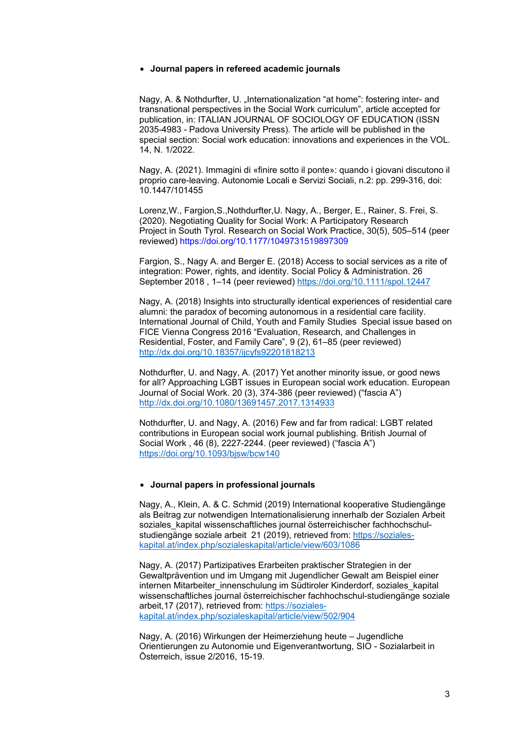- **Journal papers in refereed academic journals**

Nagy, A. & Nothdurfter, U. „Internationalization “at home”: fostering inter- and transnational perspectives in the Social Work curriculum”, article accepted for publication, in: ITALIAN JOURNAL OF SOCIOLOGY OF EDUCATION (ISSN 2035-4983 - Padova University Press). The article will be published in the special section: Social work education: innovations and experiences in the VOL. 14, N. 1/2022.

Nagy, A. (2021). Immagini di «finire sotto il ponte»: quando i giovani discutono il proprio care-leaving. Autonomie Locali e Servizi Sociali, n.2: pp. 299-316, doi: 10.1447/101455

Lorenz,W., Fargion,S.,Nothdurfter,U. Nagy, A., Berger, E., Rainer, S. Frei, S. (2020). Negotiating Quality for Social Work: A Participatory Research Project in South Tyrol. Research on Social Work Practice, 30(5), 505–514 (peer reviewed) https://doi.org/10.1177/1049731519897309

Fargion, S., Nagy A. and Berger E. (2018) Access to social services as a rite of integration: Power, rights, and identity. Social Policy & Administration. 26 September 2018 , 1–14 (peer reviewed) https://doi.org/10.1111/spol.12447

Nagy, A. (2018) Insights into structurally identical experiences of residential care alumni: the paradox of becoming autonomous in a residential care facility. International Journal of Child, Youth and Family Studies Special issue based on FICE Vienna Congress 2016 “Evaluation, Research, and Challenges in Residential, Foster, and Family Care”, 9 (2), 61–85 (peer reviewed) http://dx.doi.org/10.18357/ijcyfs92201818213

Nothdurfter, U. and Nagy, A. (2017) Yet another minority issue, or good news for all? Approaching LGBT issues in European social work education. European Journal of Social Work. 20 (3), 374-386 (peer reviewed) (“fascia A”) http://dx.doi.org/10.1080/13691457.2017.1314933

Nothdurfter, U. and Nagy, A. (2016) Few and far from radical: LGBT related contributions in European social work journal publishing. British Journal of Social Work , 46 (8), 2227-2244. (peer reviewed) (“fascia A”) https://doi.org/10.1093/bjsw/bcw140

- **Journal papers in professional journals**

Nagy, A., Klein, A. & C. Schmid (2019) International kooperative Studiengänge als Beitrag zur notwendigen Internationalisierung innerhalb der Sozialen Arbeit soziales_kapital wissenschaftliches journal österreichischer fachhochschul-studiengänge soziale arbeit 21 (2019), retrieved from: https://soziales-kapital.at/index.php/sozialeskapital/article/view/603/1086

Nagy, A. (2017) Partizipatives Erarbeiten praktischer Strategien in der Gewaltprävention und im Umgang mit Jugendlicher Gewalt am Beispiel einer internen Mitarbeiter_innenschulung im Südtiroler Kinderdorf, soziales_kapital wissenschaftliches journal österreichischer fachhochschul-studiengänge soziale arbeit,17 (2017), retrieved from: https://soziales-kapital.at/index.php/sozialeskapital/article/view/502/904

Nagy, A. (2016) Wirkungen der Heimerziehung heute – Jugendliche Orientierungen zu Autonomie und Eigenverantwortung, SIO - Sozialarbeit in Österreich, issue 2/2016, 15-19.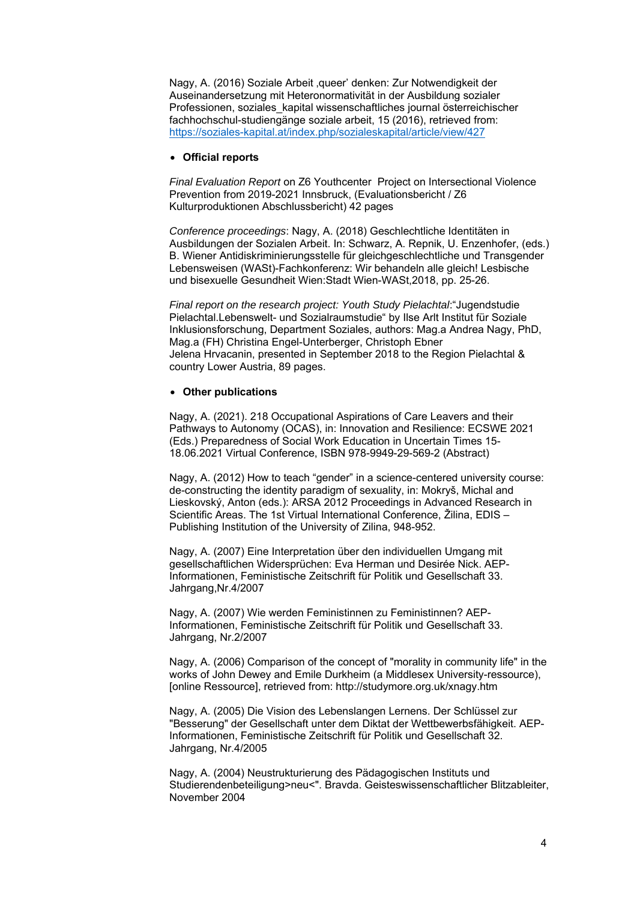Nagy, A. (2016) Soziale Arbeit ‚queer' denken: Zur Notwendigkeit der Auseinandersetzung mit Heteronormativität in der Ausbildung sozialer Professionen, soziales_kapital wissenschaftliches journal österreichischer fachhochschul-studiengänge soziale arbeit, 15 (2016), retrieved from: https://soziales-kapital.at/index.php/sozialeskapital/article/view/427

- **Official reports**

*Final Evaluation Report* on Z6 Youthcenter Project on Intersectional Violence Prevention from 2019-2021 Innsbruck, (Evaluationsbericht / Z6 Kulturproduktionen Abschlussbericht) 42 pages

*Conference proceedings*: Nagy, A. (2018) Geschlechtliche Identitäten in Ausbildungen der Sozialen Arbeit. In: Schwarz, A. Repnik, U. Enzenhofer, (eds.) B. Wiener Antidiskriminierungsstelle für gleichgeschlechtliche und Transgender Lebensweisen (WASt)-Fachkonferenz: Wir behandeln alle gleich! Lesbische und bisexuelle Gesundheit Wien:Stadt Wien-WASt,2018, pp. 25-26.

*Final report on the research project: Youth Study Pielachtal*:"Jugendstudie Pielachtal.Lebenswelt- und Sozialraumstudie" by Ilse Arlt Institut für Soziale Inklusionsforschung, Department Soziales, authors: Mag.a Andrea Nagy, PhD, Mag.a (FH) Christina Engel-Unterberger, Christoph Ebner Jelena Hrvacanin, presented in September 2018 to the Region Pielachtal & country Lower Austria, 89 pages.

- **Other publications**

Nagy, A. (2021). 218 Occupational Aspirations of Care Leavers and their Pathways to Autonomy (OCAS), in: Innovation and Resilience: ECSWE 2021 (Eds.) Preparedness of Social Work Education in Uncertain Times 15-18.06.2021 Virtual Conference, ISBN 978-9949-29-569-2 (Abstract)

Nagy, A. (2012) How to teach "gender" in a science-centered university course: de-constructing the identity paradigm of sexuality, in: Mokryš, Michal and Lieskovský, Anton (eds.): ARSA 2012 Proceedings in Advanced Research in Scientific Areas. The 1st Virtual International Conference, Žilina, EDIS – Publishing Institution of the University of Zilina, 948-952.

Nagy, A. (2007) Eine Interpretation über den individuellen Umgang mit gesellschaftlichen Widersprüchen: Eva Herman und Desirée Nick. AEP-Informationen, Feministische Zeitschrift für Politik und Gesellschaft 33. Jahrgang,Nr.4/2007

Nagy, A. (2007) Wie werden Feministinnen zu Feministinnen? AEP-Informationen, Feministische Zeitschrift für Politik und Gesellschaft 33. Jahrgang, Nr.2/2007

Nagy, A. (2006) Comparison of the concept of "morality in community life" in the works of John Dewey and Emile Durkheim (a Middlesex University-ressource), [online Ressource], retrieved from: http://studymore.org.uk/xnagy.htm

Nagy, A. (2005) Die Vision des Lebenslangen Lernens. Der Schlüssel zur "Besserung" der Gesellschaft unter dem Diktat der Wettbewerbsfähigkeit. AEP-Informationen, Feministische Zeitschrift für Politik und Gesellschaft 32. Jahrgang, Nr.4/2005

Nagy, A. (2004) Neustrukturierung des Pädagogischen Instituts und Studierendenbeteiligung>neu<". Bravda. Geisteswissenschaftlicher Blitzableiter, November 2004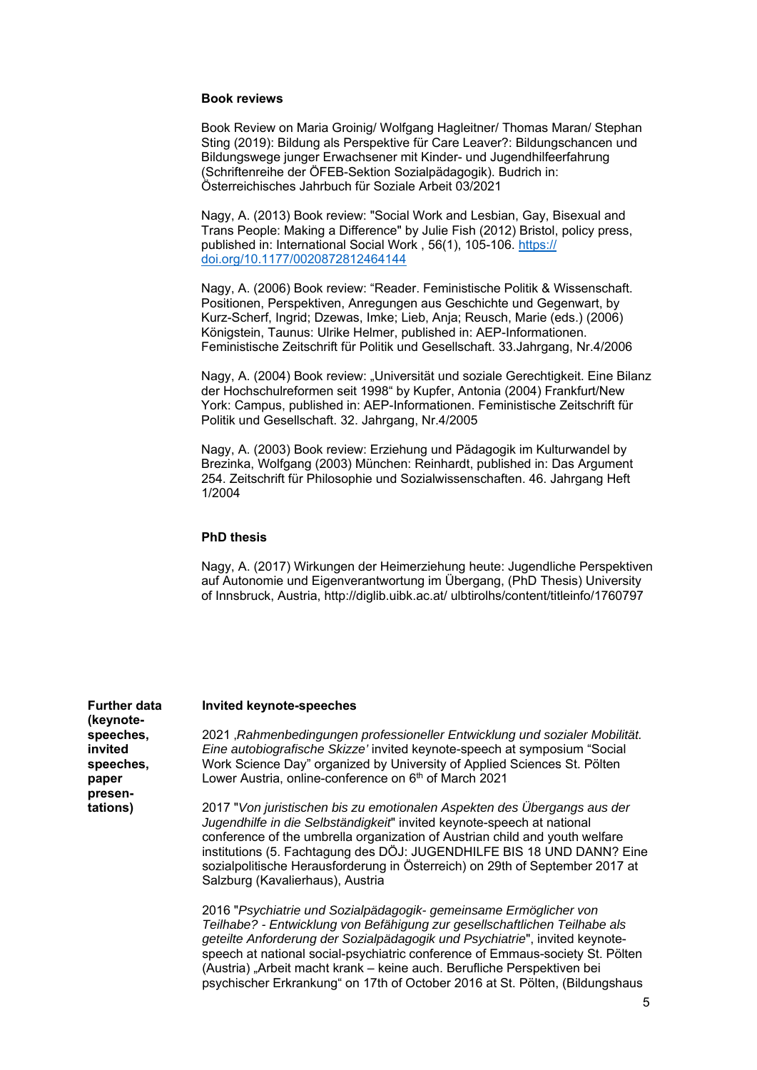### Book reviews

Book Review on Maria Groinig/ Wolfgang Hagleitner/ Thomas Maran/ Stephan Sting (2019): Bildung als Perspektive für Care Leaver?: Bildungschancen und Bildungswege junger Erwachsener mit Kinder- und Jugendhilfeerfahrung (Schriftenreihe der ÖFEB-Sektion Sozialpädagogik). Budrich in: Österreichisches Jahrbuch für Soziale Arbeit 03/2021

Nagy, A. (2013) Book review: "Social Work and Lesbian, Gay, Bisexual and Trans People: Making a Difference" by Julie Fish (2012) Bristol, policy press, published in: International Social Work , 56(1), 105-106. [https://doi.org/10.1177/0020872812464144](https://doi.org/10.1177/0020872812464144)

Nagy, A. (2006) Book review: "Reader. Feministische Politik & Wissenschaft. Positionen, Perspektiven, Anregungen aus Geschichte und Gegenwart, by Kurz-Scherf, Ingrid; Dzewas, Imke; Lieb, Anja; Reusch, Marie (eds.) (2006) Königstein, Taunus: Ulrike Helmer, published in: AEP-Informationen. Feministische Zeitschrift für Politik und Gesellschaft. 33.Jahrgang, Nr.4/2006

Nagy, A. (2004) Book review: „Universität und soziale Gerechtigkeit. Eine Bilanz der Hochschulreformen seit 1998" by Kupfer, Antonia (2004) Frankfurt/New York: Campus, published in: AEP-Informationen. Feministische Zeitschrift für Politik und Gesellschaft. 32. Jahrgang, Nr.4/2005

Nagy, A. (2003) Book review: Erziehung und Pädagogik im Kulturwandel by Brezinka, Wolfgang (2003) München: Reinhardt, published in: Das Argument 254. Zeitschrift für Philosophie und Sozialwissenschaften. 46. Jahrgang Heft 1/2004

### PhD thesis

Nagy, A. (2017) Wirkungen der Heimerziehung heute: Jugendliche Perspektiven auf Autonomie und Eigenverantwortung im Übergang, (PhD Thesis) University of Innsbruck, Austria, http://diglib.uibk.ac.at/ ulbtirolhs/content/titleinfo/1760797

## Further data (keynote-speeches, invited speeches, paper presentations)

### Invited keynote-speeches

2021 ‚*Rahmenbedingungen professioneller Entwicklung und sozialer Mobilität. Eine autobiografische Skizze'* invited keynote-speech at symposium "Social Work Science Day" organized by University of Applied Sciences St. Pölten Lower Austria, online-conference on 6th of March 2021

2017 "*Von juristischen bis zu emotionalen Aspekten des Übergangs aus der Jugendhilfe in die Selbständigkeit*" invited keynote-speech at national conference of the umbrella organization of Austrian child and youth welfare institutions (5. Fachtagung des DÖJ: JUGENDHILFE BIS 18 UND DANN? Eine sozialpolitische Herausforderung in Österreich) on 29th of September 2017 at Salzburg (Kavalierhaus), Austria

2016 "*Psychiatrie und Sozialpädagogik- gemeinsame Ermöglicher von Teilhabe? - Entwicklung von Befähigung zur gesellschaftlichen Teilhabe als geteilte Anforderung der Sozialpädagogik und Psychiatrie*", invited keynote-speech at national social-psychiatric conference of Emmaus-society St. Pölten (Austria) „Arbeit macht krank – keine auch. Berufliche Perspektiven bei psychischer Erkrankung" on 17th of October 2016 at St. Pölten, (Bildungshaus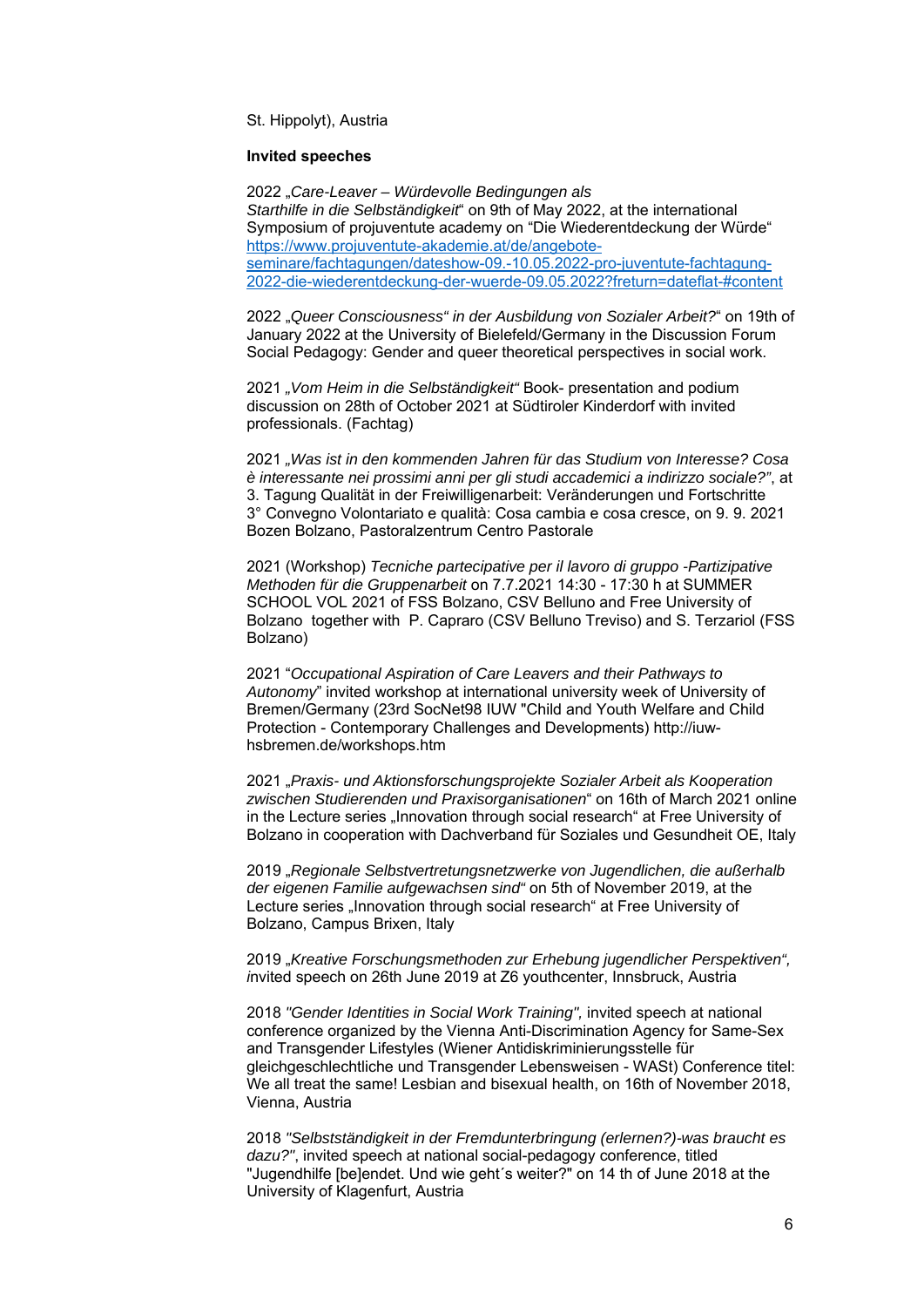St. Hippolyt), Austria

**Invited speeches**

2022 „*Care-Leaver – Würdevolle Bedingungen als Starthilfe in die Selbständigkeit*" on 9th of May 2022, at the international Symposium of projuventute academy on "Die Wiederentdeckung der Würde" https://www.projuventute-akademie.at/de/angebote-seminare/fachtagungen/dateshow-09.-10.05.2022-pro-juventute-fachtagung-2022-die-wiederentdeckung-der-wuerde-09.05.2022?freturn=dateflat-#content

2022 „*Queer Consciousness" in der Ausbildung von Sozialer Arbeit?*" on 19th of January 2022 at the University of Bielefeld/Germany in the Discussion Forum Social Pedagogy: Gender and queer theoretical perspectives in social work.

2021 *„Vom Heim in die Selbständigkeit"* Book- presentation and podium discussion on 28th of October 2021 at Südtiroler Kinderdorf with invited professionals. (Fachtag)

2021 *„Was ist in den kommenden Jahren für das Studium von Interesse? Cosa è interessante nei prossimi anni per gli studi accademici a indirizzo sociale?"*, at 3. Tagung Qualität in der Freiwilligenarbeit: Veränderungen und Fortschritte 3° Convegno Volontariato e qualità: Cosa cambia e cosa cresce, on 9. 9. 2021 Bozen Bolzano, Pastoralzentrum Centro Pastorale

2021 (Workshop) *Tecniche partecipative per il lavoro di gruppo -Partizipative Methoden für die Gruppenarbeit* on 7.7.2021 14:30 - 17:30 h at SUMMER SCHOOL VOL 2021 of FSS Bolzano, CSV Belluno and Free University of Bolzano together with P. Capraro (CSV Belluno Treviso) and S. Terzariol (FSS Bolzano)

2021 "*Occupational Aspiration of Care Leavers and their Pathways to Autonomy*" invited workshop at international university week of University of Bremen/Germany (23rd SocNet98 IUW "Child and Youth Welfare and Child Protection - Contemporary Challenges and Developments) http://iuw-hsbremen.de/workshops.htm

2021 „*Praxis- und Aktionsforschungsprojekte Sozialer Arbeit als Kooperation zwischen Studierenden und Praxisorganisationen*" on 16th of March 2021 online in the Lecture series „Innovation through social research" at Free University of Bolzano in cooperation with Dachverband für Soziales und Gesundheit OE, Italy

2019 „*Regionale Selbstvertretungsnetzwerke von Jugendlichen, die außerhalb der eigenen Familie aufgewachsen sind"* on 5th of November 2019, at the Lecture series „Innovation through social research" at Free University of Bolzano, Campus Brixen, Italy

2019 „*Kreative Forschungsmethoden zur Erhebung jugendlicher Perspektiven", i*nvited speech on 26th June 2019 at Z6 youthcenter, Innsbruck, Austria

2018 *"Gender Identities in Social Work Training",* invited speech at national conference organized by the Vienna Anti-Discrimination Agency for Same-Sex and Transgender Lifestyles (Wiener Antidiskriminierungsstelle für gleichgeschlechtliche und Transgender Lebensweisen - WASt) Conference titel: We all treat the same! Lesbian and bisexual health, on 16th of November 2018, Vienna, Austria

2018 *"Selbstständigkeit in der Fremdunterbringung (erlernen?)-was braucht es dazu?"*, invited speech at national social-pedagogy conference, titled "Jugendhilfe [be]endet. Und wie geht´s weiter?" on 14 th of June 2018 at the University of Klagenfurt, Austria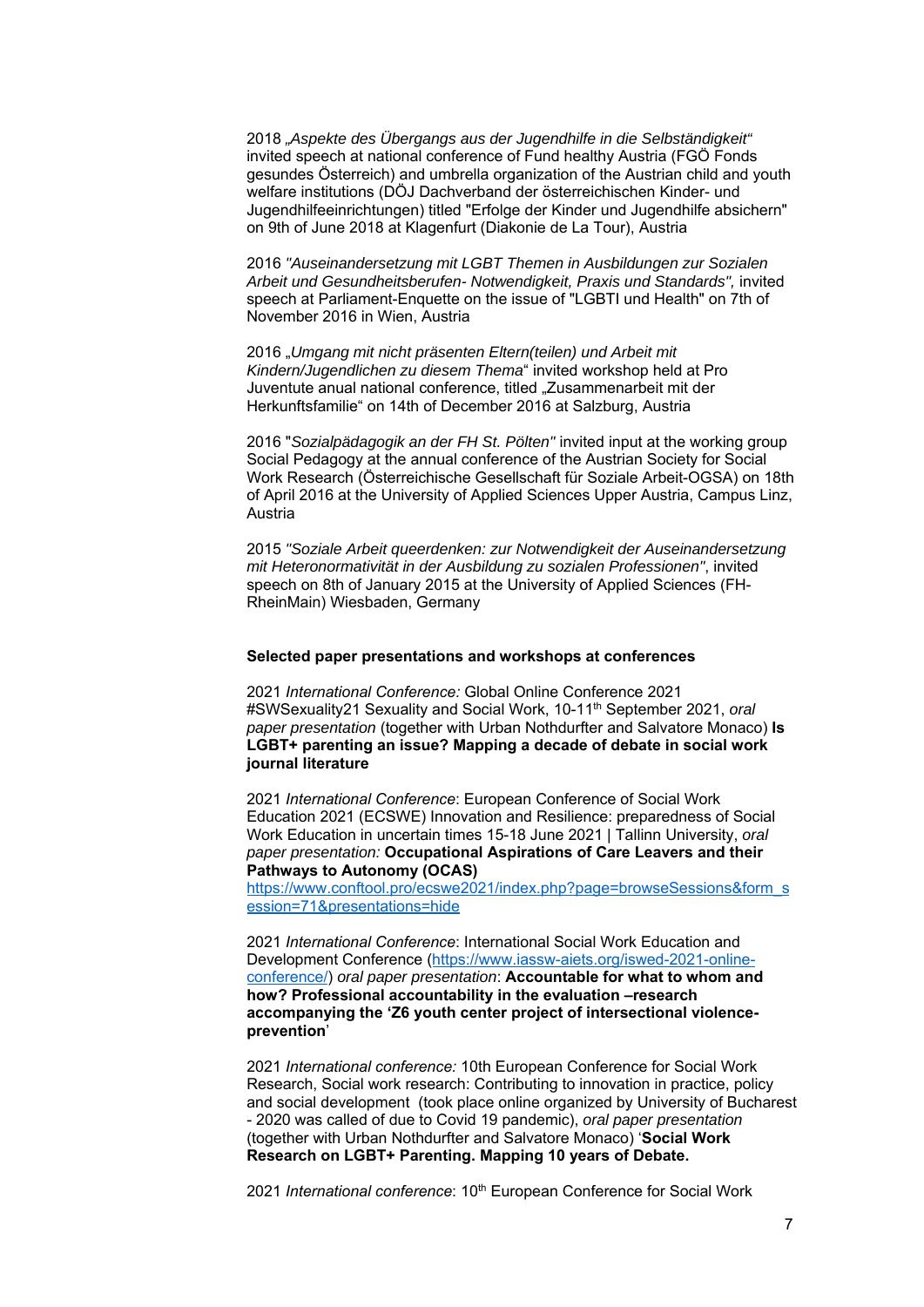2018 „*Aspekte des Übergangs aus der Jugendhilfe in die Selbständigkeit*" invited speech at national conference of Fund healthy Austria (FGÖ Fonds gesundes Österreich) and umbrella organization of the Austrian child and youth welfare institutions (DÖJ Dachverband der österreichischen Kinder- und Jugendhilfeeinrichtungen) titled "Erfolge der Kinder und Jugendhilfe absichern" on 9th of June 2018 at Klagenfurt (Diakonie de La Tour), Austria

2016 *"Auseinandersetzung mit LGBT Themen in Ausbildungen zur Sozialen Arbeit und Gesundheitsberufen- Notwendigkeit, Praxis und Standards",* invited speech at Parliament-Enquette on the issue of "LGBTI und Health" on 7th of November 2016 in Wien, Austria

2016 „*Umgang mit nicht präsenten Eltern(teilen) und Arbeit mit Kindern/Jugendlichen zu diesem Thema*" invited workshop held at Pro Juventute anual national conference, titled „Zusammenarbeit mit der Herkunftsfamilie" on 14th of December 2016 at Salzburg, Austria

2016 "*Sozialpädagogik an der FH St. Pölten"* invited input at the working group Social Pedagogy at the annual conference of the Austrian Society for Social Work Research (Österreichische Gesellschaft für Soziale Arbeit-OGSA) on 18th of April 2016 at the University of Applied Sciences Upper Austria, Campus Linz, Austria

2015 *"Soziale Arbeit queerdenken: zur Notwendigkeit der Auseinandersetzung mit Heteronormativität in der Ausbildung zu sozialen Professionen",* invited speech on 8th of January 2015 at the University of Applied Sciences (FH-RheinMain) Wiesbaden, Germany

**Selected paper presentations and workshops at conferences**

2021 *International Conference:* Global Online Conference 2021 #SWSexuality21 Sexuality and Social Work, 10-11th September 2021, *oral paper presentation* (together with Urban Nothdurfter and Salvatore Monaco) **Is LGBT+ parenting an issue? Mapping a decade of debate in social work journal literature**

2021 *International Conference*: European Conference of Social Work Education 2021 (ECSWE) Innovation and Resilience: preparedness of Social Work Education in uncertain times 15-18 June 2021 | Tallinn University, *oral paper presentation:* **Occupational Aspirations of Care Leavers and their Pathways to Autonomy (OCAS)**
https://www.conftool.pro/ecswe2021/index.php?page=browseSessions&form_session=71&presentations=hide

2021 *International Conference*: International Social Work Education and Development Conference (https://www.iassw-aiets.org/iswed-2021-online-conference/) *oral paper presentation*: **Accountable for what to whom and how? Professional accountability in the evaluation –research accompanying the 'Z6 youth center project of intersectional violence-prevention**'

2021 *International conference:* 10th European Conference for Social Work Research, Social work research: Contributing to innovation in practice, policy and social development (took place online organized by University of Bucharest - 2020 was called of due to Covid 19 pandemic), *oral paper presentation* (together with Urban Nothdurfter and Salvatore Monaco) '**Social Work Research on LGBT+ Parenting. Mapping 10 years of Debate.**

2021 *International conference*: 10th European Conference for Social Work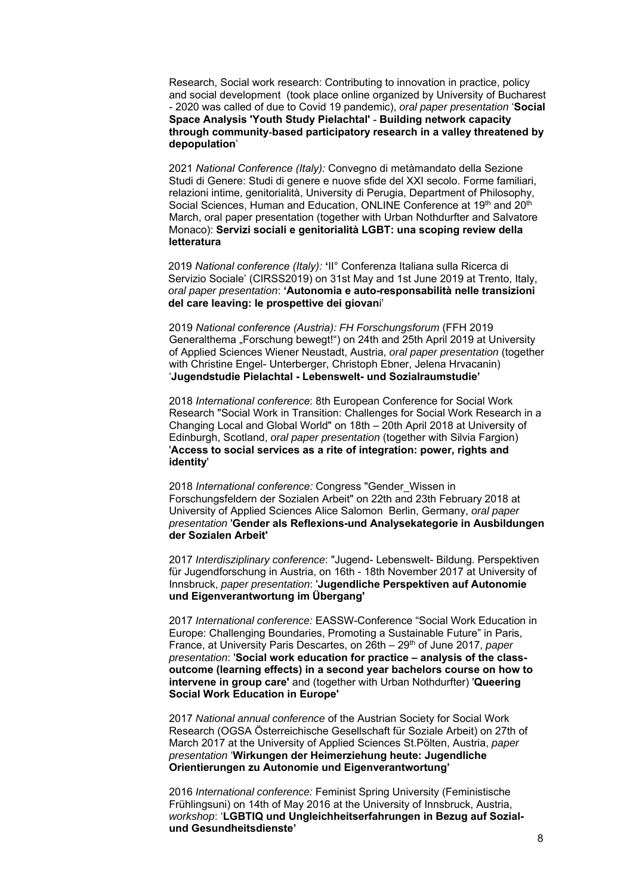Research, Social work research: Contributing to innovation in practice, policy and social development (took place online organized by University of Bucharest - 2020 was called of due to Covid 19 pandemic), *oral paper presentation* '**Social Space Analysis 'Youth Study Pielachtal' - Building network capacity through community-based participatory research in a valley threatened by depopulation**'

2021 *National Conference (Italy):* Convegno di metàmandato della Sezione Studi di Genere: Studi di genere e nuove sfide del XXI secolo. Forme familiari, relazioni intime, genitorialità, University di Perugia, Department of Philosophy, Social Sciences, Human and Education, ONLINE Conference at 19th and 20th March, oral paper presentation (together with Urban Nothdurfter and Salvatore Monaco): **Servizi sociali e genitorialità LGBT: una scoping review della letteratura**

2019 *National conference (Italy):* 'II° Conferenza Italiana sulla Ricerca di Servizio Sociale' (CIRSS2019) on 31st May and 1st June 2019 at Trento, Italy, *oral paper presentation*: **'Autonomia e auto-responsabilità nelle transizioni del care leaving: le prospettive dei giovan**i'

2019 *National conference (Austria): FH Forschungsforum* (FFH 2019 Generalthema „Forschung bewegt!") on 24th and 25th April 2019 at University of Applied Sciences Wiener Neustadt, Austria, *oral paper presentation* (together with Christine Engel- Unterberger, Christoph Ebner, Jelena Hrvacanin) '**Jugendstudie Pielachtal - Lebenswelt- und Sozialraumstudie'**

2018 *International conference*: 8th European Conference for Social Work Research "Social Work in Transition: Challenges for Social Work Research in a Changing Local and Global World" on 18th – 20th April 2018 at University of Edinburgh, Scotland, *oral paper presentation* (together with Silvia Fargion) '**Access to social services as a rite of integration: power, rights and identity**'

2018 *International conference:* Congress "Gender_Wissen in Forschungsfeldern der Sozialen Arbeit" on 22th and 23th February 2018 at University of Applied Sciences Alice Salomon Berlin, Germany, *oral paper presentation* '**Gender als Reflexions-und Analysekategorie in Ausbildungen der Sozialen Arbeit'**

2017 *Interdisziplinary conference*: "Jugend- Lebenswelt- Bildung. Perspektiven für Jugendforschung in Austria, on 16th - 18th November 2017 at University of Innsbruck, *paper presentation*: '**Jugendliche Perspektiven auf Autonomie und Eigenverantwortung im Übergang'**

2017 *International conference:* EASSW-Conference "Social Work Education in Europe: Challenging Boundaries, Promoting a Sustainable Future" in Paris, France, at University Paris Descartes, on 26th – 29th of June 2017, *paper presentation*: '**Social work education for practice – analysis of the class-outcome (learning effects) in a second year bachelors course on how to intervene in group care'** and (together with Urban Nothdurfter) '**Queering Social Work Education in Europe'**

2017 *National annual conference* of the Austrian Society for Social Work Research (OGSA Österreichische Gesellschaft für Soziale Arbeit) on 27th of March 2017 at the University of Applied Sciences St.Pölten, Austria, *paper presentation* '**Wirkungen der Heimerziehung heute: Jugendliche Orientierungen zu Autonomie und Eigenverantwortung'**

2016 *International conference:* Feminist Spring University (Feministische Frühlingsuni) on 14th of May 2016 at the University of Innsbruck, Austria, *workshop*: '**LGBTIQ und Ungleichheitserfahrungen in Bezug auf Sozial- und Gesundheitsdienste'**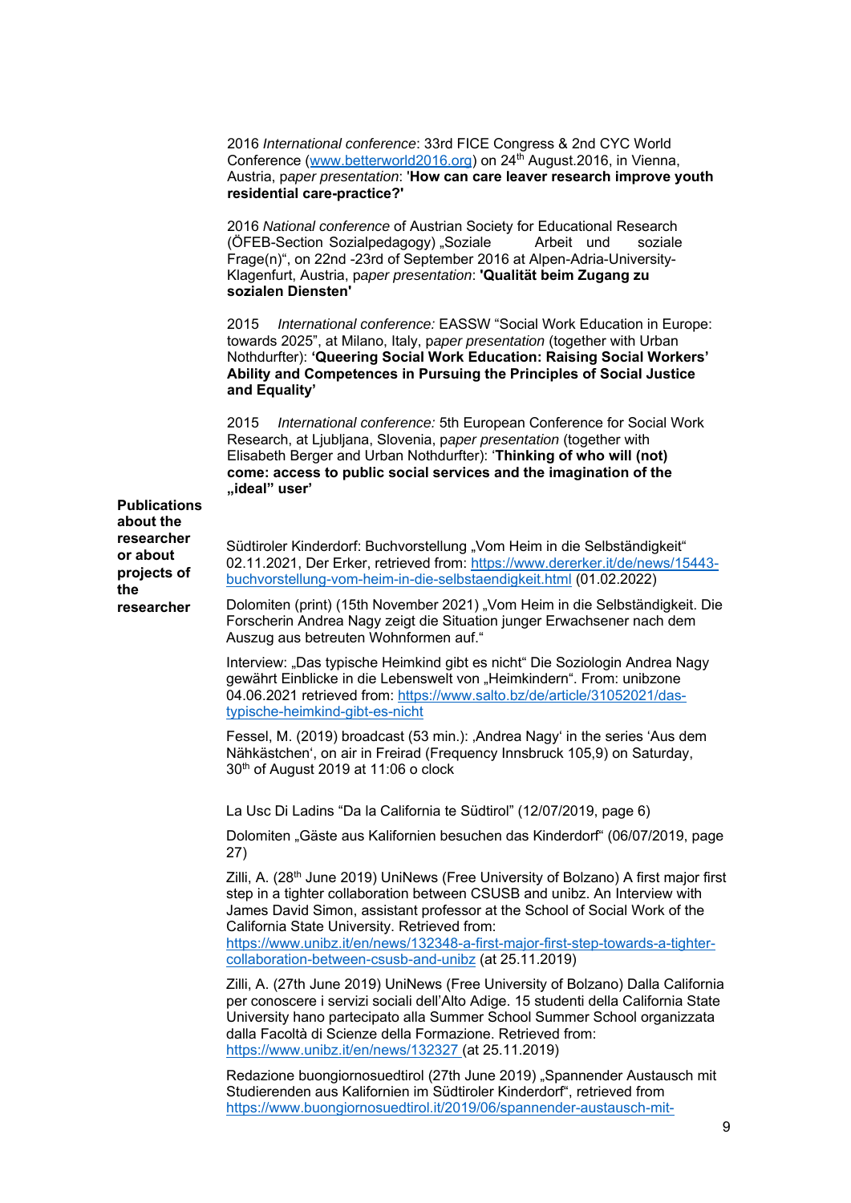2016 *International conference*: 33rd FICE Congress & 2nd CYC World Conference (www.betterworld2016.org) on 24th August.2016, in Vienna, Austria, p*aper presentation*: **'How can care leaver research improve youth residential care-practice?'**

2016 *National conference* of Austrian Society for Educational Research (ÖFEB-Section Sozialpedagogy) „Soziale Arbeit und soziale Frage(n)“, on 22nd -23rd of September 2016 at Alpen-Adria-University-Klagenfurt, Austria, p*aper presentation*: **'Qualität beim Zugang zu sozialen Diensten'**

2015 *International conference:* EASSW “Social Work Education in Europe: towards 2025”, at Milano, Italy, p*aper presentation* (together with Urban Nothdurfter): **‘Queering Social Work Education: Raising Social Workers’ Ability and Competences in Pursuing the Principles of Social Justice and Equality’**

2015 *International conference:* 5th European Conference for Social Work Research, at Ljubljana, Slovenia, p*aper presentation* (together with Elisabeth Berger and Urban Nothdurfter): ‘**Thinking of who will (not) come: access to public social services and the imagination of the „ideal” user’**

**Publications about the researcher or about projects of the researcher**

Südtiroler Kinderdorf: Buchvorstellung „Vom Heim in die Selbständigkeit“ 02.11.2021, Der Erker, retrieved from: https://www.dererker.it/de/news/15443-buchvorstellung-vom-heim-in-die-selbstaendigkeit.html (01.02.2022)

Dolomiten (print) (15th November 2021) „Vom Heim in die Selbständigkeit. Die Forscherin Andrea Nagy zeigt die Situation junger Erwachsener nach dem Auszug aus betreuten Wohnformen auf.“

Interview: „Das typische Heimkind gibt es nicht“ Die Soziologin Andrea Nagy gewährt Einblicke in die Lebenswelt von „Heimkindern“. From: unibzone 04.06.2021 retrieved from: https://www.salto.bz/de/article/31052021/das-typische-heimkind-gibt-es-nicht

Fessel, M. (2019) broadcast (53 min.): ‚Andrea Nagy‘ in the series ‘Aus dem Nähkästchen‘, on air in Freirad (Frequency Innsbruck 105,9) on Saturday, 30th of August 2019 at 11:06 o clock

La Usc Di Ladins “Da la California te Südtirol” (12/07/2019, page 6)

Dolomiten „Gäste aus Kalifornien besuchen das Kinderdorf“ (06/07/2019, page 27)

Zilli, A. (28th June 2019) UniNews (Free University of Bolzano) A first major first step in a tighter collaboration between CSUSB and unibz. An Interview with James David Simon, assistant professor at the School of Social Work of the California State University. Retrieved from: https://www.unibz.it/en/news/132348-a-first-major-first-step-towards-a-tighter-collaboration-between-csusb-and-unibz (at 25.11.2019)

Zilli, A. (27th June 2019) UniNews (Free University of Bolzano) Dalla California per conoscere i servizi sociali dell’Alto Adige. 15 studenti della California State University hano partecipato alla Summer School Summer School organizzata dalla Facoltà di Scienze della Formazione. Retrieved from: https://www.unibz.it/en/news/132327 (at 25.11.2019)

Redazione buongiornosuedtirol (27th June 2019) „Spannender Austausch mit Studierenden aus Kalifornien im Südtiroler Kinderdorf“, retrieved from https://www.buongiornosuedtirol.it/2019/06/spannender-austausch-mit-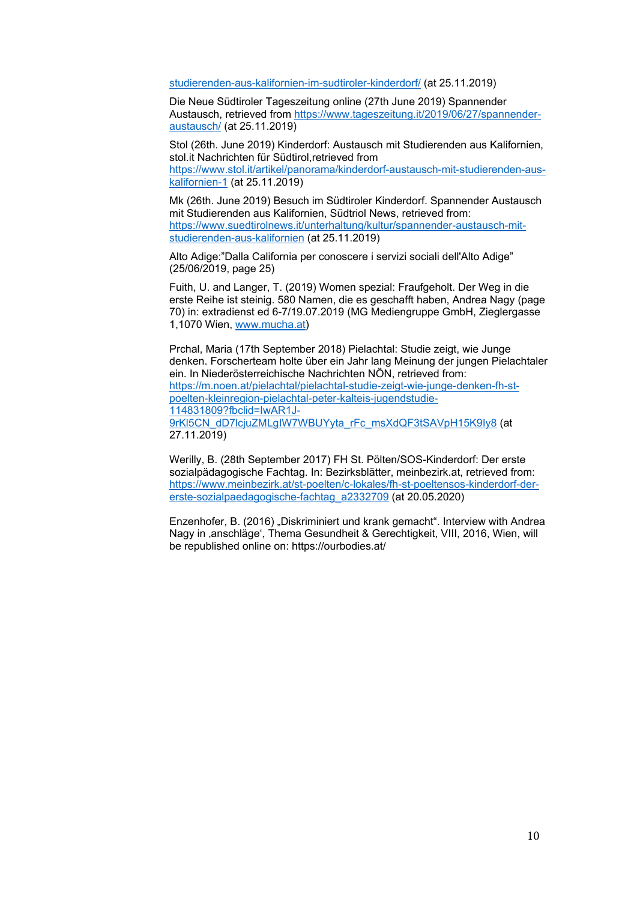studierenden-aus-kalifornien-im-sudtiroler-kinderdorf/ (at 25.11.2019)

Die Neue Südtiroler Tageszeitung online (27th June 2019) Spannender Austausch, retrieved from https://www.tageszeitung.it/2019/06/27/spannender-austausch/ (at 25.11.2019)

Stol (26th. June 2019) Kinderdorf: Austausch mit Studierenden aus Kalifornien, stol.it Nachrichten für Südtirol,retrieved from https://www.stol.it/artikel/panorama/kinderdorf-austausch-mit-studierenden-aus-kalifornien-1 (at 25.11.2019)

Mk (26th. June 2019) Besuch im Südtiroler Kinderdorf. Spannender Austausch mit Studierenden aus Kalifornien, Südtriol News, retrieved from: https://www.suedtirolnews.it/unterhaltung/kultur/spannender-austausch-mit-studierenden-aus-kalifornien (at 25.11.2019)

Alto Adige:"Dalla California per conoscere i servizi sociali dell'Alto Adige" (25/06/2019, page 25)

Fuith, U. and Langer, T. (2019) Women spezial: Fraufgeholt. Der Weg in die erste Reihe ist steinig. 580 Namen, die es geschafft haben, Andrea Nagy (page 70) in: extradienst ed 6-7/19.07.2019 (MG Mediengruppe GmbH, Zieglergasse 1,1070 Wien, www.mucha.at)

Prchal, Maria (17th September 2018) Pielachtal: Studie zeigt, wie Junge denken. Forscherteam holte über ein Jahr lang Meinung der jungen Pielachtaler ein. In Niederösterreichische Nachrichten NÖN, retrieved from: https://m.noen.at/pielachtal/pielachtal-studie-zeigt-wie-junge-denken-fh-st-poelten-kleinregion-pielachtal-peter-kalteis-jugendstudie-114831809?fbclid=IwAR1J-9rKl5CN_dD7lcjuZMLgIW7WBUYyta_rFc_msXdQF3tSAVpH15K9Iy8 (at 27.11.2019)

Werilly, B. (28th September 2017) FH St. Pölten/SOS-Kinderdorf: Der erste sozialpädagogische Fachtag. In: Bezirksblätter, meinbezirk.at, retrieved from: https://www.meinbezirk.at/st-poelten/c-lokales/fh-st-poeltensos-kinderdorf-der-erste-sozialpaedagogische-fachtag_a2332709 (at 20.05.2020)

Enzenhofer, B. (2016) „Diskriminiert und krank gemacht". Interview with Andrea Nagy in ‚anschläge', Thema Gesundheit & Gerechtigkeit, VIII, 2016, Wien, will be republished online on: https://ourbodies.at/